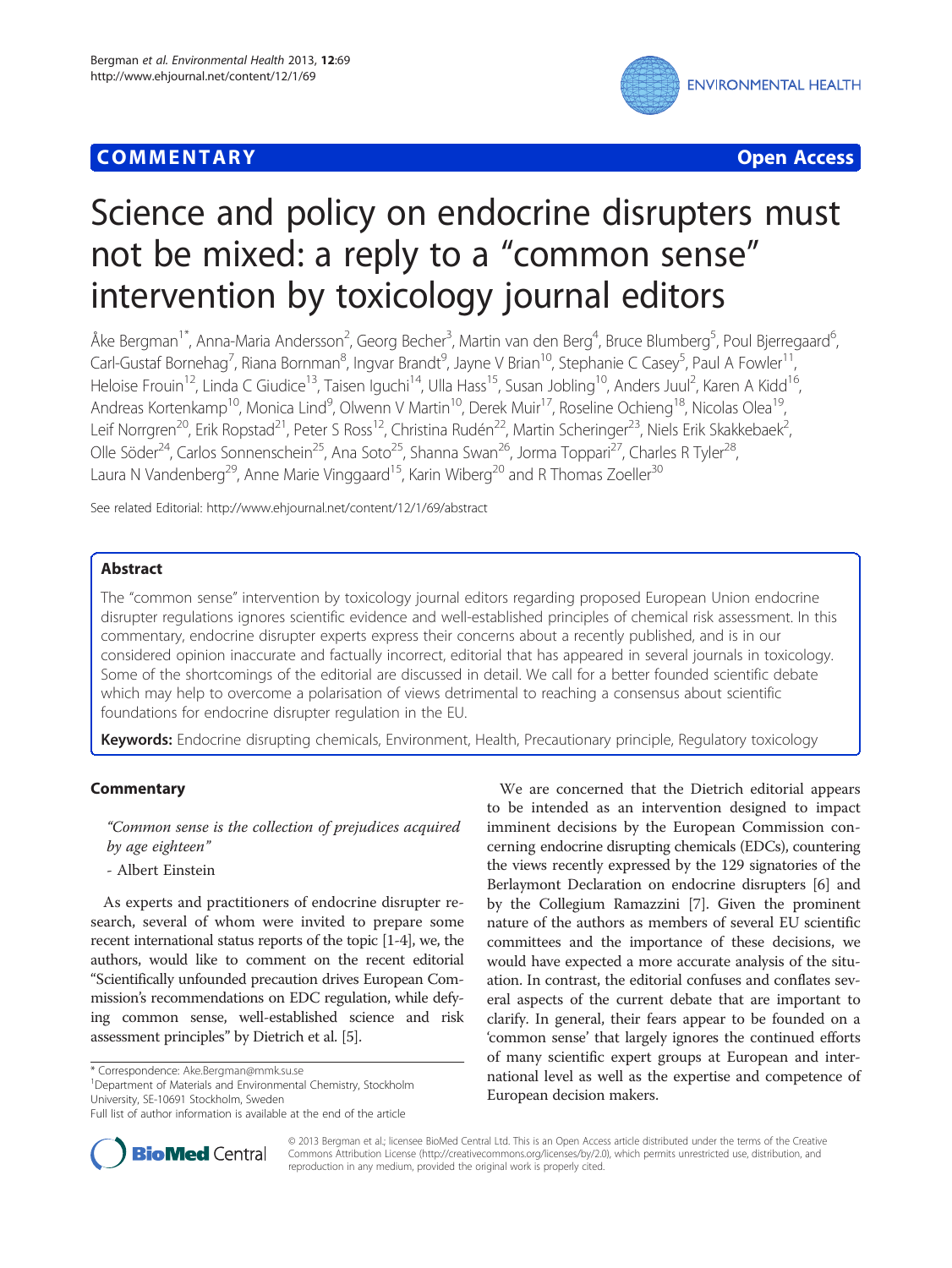**COMMENTARY** **Open Access**

# Science and policy on endocrine disrupters must not be mixed: a reply to a "common sense" intervention by toxicology journal editors

Åke Bergman[1*], Anna-Maria Andersson[2], Georg Becher[3], Martin van den Berg[4], Bruce Blumberg[5], Poul Bjerregaard[6], Carl-Gustaf Bornehag[7], Riana Bornman[8], Ingvar Brandt[9], Jayne V Brian[10], Stephanie C Casey[5], Paul A Fowler[11], Heloise Frouin[12], Linda C Giudice[13], Taisen Iguchi[14], Ulla Hass[15], Susan Jobling[10], Anders Juul[2], Karen A Kidd[16], Andreas Kortenkamp[10], Monica Lind[9], Olwenn V Martin[10], Derek Muir[17], Roseline Ochieng[18], Nicolas Olea[19], Leif Norrgren[20], Erik Ropstad[21], Peter S Ross[12], Christina Rudén[22], Martin Scheringer[23], Niels Erik Skakkebaek[2], Olle Söder[24], Carlos Sonnenschein[25], Ana Soto[25], Shanna Swan[26], Jorma Toppari[27], Charles R Tyler[28], Laura N Vandenberg[29], Anne Marie Vinggaard[15], Karin Wiberg[20] and R Thomas Zoeller[30]

See related Editorial: http://www.ehjournal.net/content/12/1/69/abstract

## Abstract

The "common sense" intervention by toxicology journal editors regarding proposed European Union endocrine disrupter regulations ignores scientific evidence and well-established principles of chemical risk assessment. In this commentary, endocrine disrupter experts express their concerns about a recently published, and is in our considered opinion inaccurate and factually incorrect, editorial that has appeared in several journals in toxicology. Some of the shortcomings of the editorial are discussed in detail. We call for a better founded scientific debate which may help to overcome a polarisation of views detrimental to reaching a consensus about scientific foundations for endocrine disrupter regulation in the EU.

**Keywords:** Endocrine disrupting chemicals, Environment, Health, Precautionary principle, Regulatory toxicology

## Commentary

*"Common sense is the collection of prejudices acquired by age eighteen"*

\- Albert Einstein

As experts and practitioners of endocrine disrupter research, several of whom were invited to prepare some recent international status reports of the topic [1-4], we, the authors, would like to comment on the recent editorial "Scientifically unfounded precaution drives European Commission's recommendations on EDC regulation, while defying common sense, well-established science and risk assessment principles" by Dietrich et al. [5].

We are concerned that the Dietrich editorial appears to be intended as an intervention designed to impact imminent decisions by the European Commission concerning endocrine disrupting chemicals (EDCs), countering the views recently expressed by the 129 signatories of the Berlaymont Declaration on endocrine disrupters [6] and by the Collegium Ramazzini [7]. Given the prominent nature of the authors as members of several EU scientific committees and the importance of these decisions, we would have expected a more accurate analysis of the situation. In contrast, the editorial confuses and conflates several aspects of the current debate that are important to clarify. In general, their fears appear to be founded on a 'common sense' that largely ignores the continued efforts of many scientific expert groups at European and international level as well as the expertise and competence of European decision makers.

\* Correspondence: Ake.Bergman@mmk.su.se
[1]Department of Materials and Environmental Chemistry, Stockholm University, SE-10691 Stockholm, Sweden
Full list of author information is available at the end of the article

© 2013 Bergman et al.; licensee BioMed Central Ltd. This is an Open Access article distributed under the terms of the Creative Commons Attribution License (http://creativecommons.org/licenses/by/2.0), which permits unrestricted use, distribution, and reproduction in any medium, provided the original work is properly cited.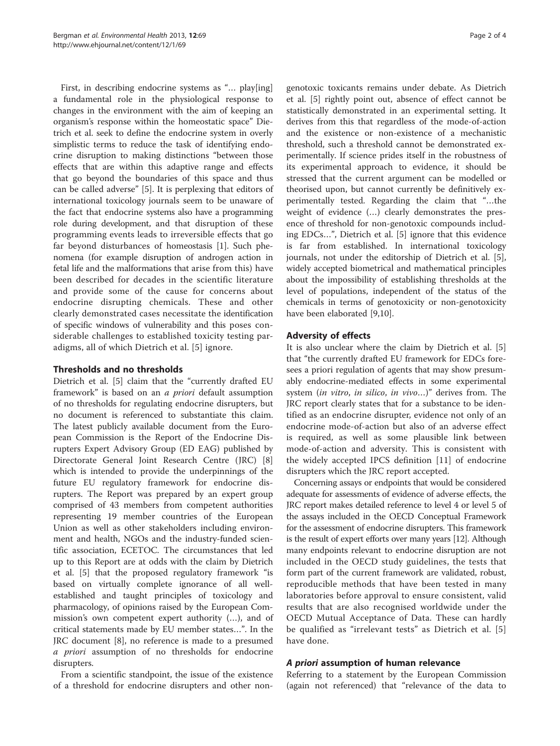First, in describing endocrine systems as "… play[ing] a fundamental role in the physiological response to changes in the environment with the aim of keeping an organism's response within the homeostatic space" Dietrich et al. seek to define the endocrine system in overly simplistic terms to reduce the task of identifying endocrine disruption to making distinctions "between those effects that are within this adaptive range and effects that go beyond the boundaries of this space and thus can be called adverse" [5]. It is perplexing that editors of international toxicology journals seem to be unaware of the fact that endocrine systems also have a programming role during development, and that disruption of these programming events leads to irreversible effects that go far beyond disturbances of homeostasis [1]. Such phenomena (for example disruption of androgen action in fetal life and the malformations that arise from this) have been described for decades in the scientific literature and provide some of the cause for concerns about endocrine disrupting chemicals. These and other clearly demonstrated cases necessitate the identification of specific windows of vulnerability and this poses considerable challenges to established toxicity testing paradigms, all of which Dietrich et al. [5] ignore.

## Thresholds and no thresholds

Dietrich et al. [5] claim that the "currently drafted EU framework" is based on an *a priori* default assumption of no thresholds for regulating endocrine disrupters, but no document is referenced to substantiate this claim. The latest publicly available document from the European Commission is the Report of the Endocrine Disrupters Expert Advisory Group (ED EAG) published by Directorate General Joint Research Centre (JRC) [8] which is intended to provide the underpinnings of the future EU regulatory framework for endocrine disrupters. The Report was prepared by an expert group comprised of 43 members from competent authorities representing 19 member countries of the European Union as well as other stakeholders including environment and health, NGOs and the industry-funded scientific association, ECETOC. The circumstances that led up to this Report are at odds with the claim by Dietrich et al. [5] that the proposed regulatory framework "is based on virtually complete ignorance of all well-established and taught principles of toxicology and pharmacology, of opinions raised by the European Commission's own competent expert authority (…), and of critical statements made by EU member states…". In the JRC document [8], no reference is made to a presumed *a priori* assumption of no thresholds for endocrine disrupters.

From a scientific standpoint, the issue of the existence of a threshold for endocrine disrupters and other non-genotoxic toxicants remains under debate. As Dietrich et al. [5] rightly point out, absence of effect cannot be statistically demonstrated in an experimental setting. It derives from this that regardless of the mode-of-action and the existence or non-existence of a mechanistic threshold, such a threshold cannot be demonstrated experimentally. If science prides itself in the robustness of its experimental approach to evidence, it should be stressed that the current argument can be modelled or theorised upon, but cannot currently be definitively experimentally tested. Regarding the claim that "…the weight of evidence (…) clearly demonstrates the presence of threshold for non-genotoxic compounds including EDCs…", Dietrich et al. [5] ignore that this evidence is far from established. In international toxicology journals, not under the editorship of Dietrich et al. [5], widely accepted biometrical and mathematical principles about the impossibility of establishing thresholds at the level of populations, independent of the status of the chemicals in terms of genotoxicity or non-genotoxicity have been elaborated [9,10].

## Adversity of effects

It is also unclear where the claim by Dietrich et al. [5] that "the currently drafted EU framework for EDCs foresees a priori regulation of agents that may show presumably endocrine-mediated effects in some experimental system (*in vitro*, *in silico*, *in vivo*…)" derives from. The JRC report clearly states that for a substance to be identified as an endocrine disrupter, evidence not only of an endocrine mode-of-action but also of an adverse effect is required, as well as some plausible link between mode-of-action and adversity. This is consistent with the widely accepted IPCS definition [11] of endocrine disrupters which the JRC report accepted.

Concerning assays or endpoints that would be considered adequate for assessments of evidence of adverse effects, the JRC report makes detailed reference to level 4 or level 5 of the assays included in the OECD Conceptual Framework for the assessment of endocrine disrupters. This framework is the result of expert efforts over many years [12]. Although many endpoints relevant to endocrine disruption are not included in the OECD study guidelines, the tests that form part of the current framework are validated, robust, reproducible methods that have been tested in many laboratories before approval to ensure consistent, valid results that are also recognised worldwide under the OECD Mutual Acceptance of Data. These can hardly be qualified as "irrelevant tests" as Dietrich et al. [5] have done.

## *A priori* assumption of human relevance

Referring to a statement by the European Commission (again not referenced) that "relevance of the data to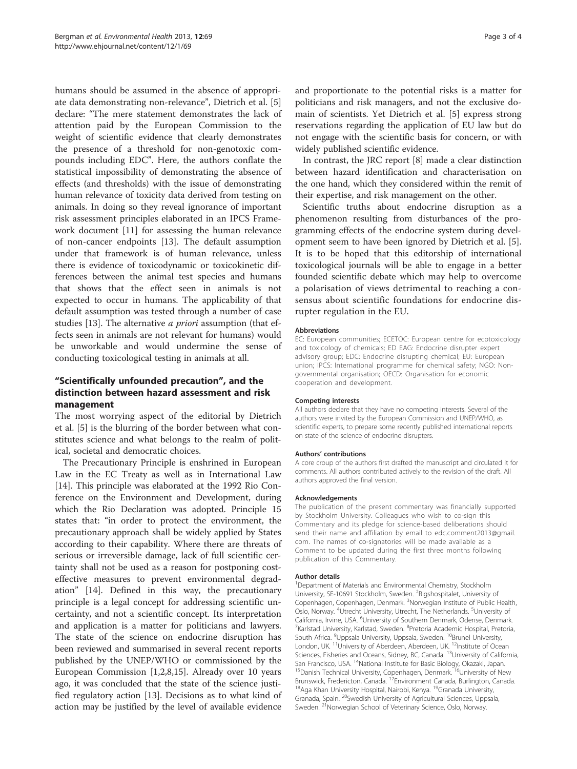humans should be assumed in the absence of appropriate data demonstrating non-relevance", Dietrich et al. [5] declare: "The mere statement demonstrates the lack of attention paid by the European Commission to the weight of scientific evidence that clearly demonstrates the presence of a threshold for non-genotoxic compounds including EDC". Here, the authors conflate the statistical impossibility of demonstrating the absence of effects (and thresholds) with the issue of demonstrating human relevance of toxicity data derived from testing on animals. In doing so they reveal ignorance of important risk assessment principles elaborated in an IPCS Framework document [11] for assessing the human relevance of non-cancer endpoints [13]. The default assumption under that framework is of human relevance, unless there is evidence of toxicodynamic or toxicokinetic differences between the animal test species and humans that shows that the effect seen in animals is not expected to occur in humans. The applicability of that default assumption was tested through a number of case studies [13]. The alternative *a priori* assumption (that effects seen in animals are not relevant for humans) would be unworkable and would undermine the sense of conducting toxicological testing in animals at all.

## "Scientifically unfounded precaution", and the distinction between hazard assessment and risk management

The most worrying aspect of the editorial by Dietrich et al. [5] is the blurring of the border between what constitutes science and what belongs to the realm of political, societal and democratic choices.

The Precautionary Principle is enshrined in European Law in the EC Treaty as well as in International Law [14]. This principle was elaborated at the 1992 Rio Conference on the Environment and Development, during which the Rio Declaration was adopted. Principle 15 states that: "in order to protect the environment, the precautionary approach shall be widely applied by States according to their capability. Where there are threats of serious or irreversible damage, lack of full scientific certainty shall not be used as a reason for postponing cost-effective measures to prevent environmental degradation" [14]. Defined in this way, the precautionary principle is a legal concept for addressing scientific uncertainty, and not a scientific concept. Its interpretation and application is a matter for politicians and lawyers. The state of the science on endocrine disruption has been reviewed and summarised in several recent reports published by the UNEP/WHO or commissioned by the European Commission [1,2,8,15]. Already over 10 years ago, it was concluded that the state of the science justified regulatory action [13]. Decisions as to what kind of action may be justified by the level of available evidence and proportionate to the potential risks is a matter for politicians and risk managers, and not the exclusive domain of scientists. Yet Dietrich et al. [5] express strong reservations regarding the application of EU law but do not engage with the scientific basis for concern, or with widely published scientific evidence.

In contrast, the JRC report [8] made a clear distinction between hazard identification and characterisation on the one hand, which they considered within the remit of their expertise, and risk management on the other.

Scientific truths about endocrine disruption as a phenomenon resulting from disturbances of the programming effects of the endocrine system during development seem to have been ignored by Dietrich et al. [5]. It is to be hoped that this editorship of international toxicological journals will be able to engage in a better founded scientific debate which may help to overcome a polarisation of views detrimental to reaching a consensus about scientific foundations for endocrine disrupter regulation in the EU.

#### Abbreviations

EC: European communities; ECETOC: European centre for ecotoxicology and toxicology of chemicals; ED EAG: Endocrine disrupter expert advisory group; EDC: Endocrine disrupting chemical; EU: European union; IPCS: International programme for chemical safety; NGO: Non-governmental organisation; OECD: Organisation for economic cooperation and development.

#### Competing interests

All authors declare that they have no competing interests. Several of the authors were invited by the European Commission and UNEP/WHO, as scientific experts, to prepare some recently published international reports on state of the science of endocrine disrupters.

#### Authors' contributions

A core croup of the authors first drafted the manuscript and circulated it for comments. All authors contributed actively to the revision of the draft. All authors approved the final version.

#### Acknowledgements

The publication of the present commentary was financially supported by Stockholm University. Colleagues who wish to co-sign this Commentary and its pledge for science-based deliberations should send their name and affiliation by email to edc.comment2013@gmail.com. The names of co-signatories will be made available as a Comment to be updated during the first three months following publication of this Commentary.

#### Author details

[1]Department of Materials and Environmental Chemistry, Stockholm University, SE-10691 Stockholm, Sweden. [2]Rigshospitalet, University of Copenhagen, Copenhagen, Denmark. [3]Norwegian Institute of Public Health, Oslo, Norway. [4]Utrecht University, Utrecht, The Netherlands. [5]University of California, Irvine, USA. [6]University of Southern Denmark, Odense, Denmark. [7]Karlstad University, Karlstad, Sweden. [8]Pretoria Academic Hospital, Pretoria, South Africa. [9]Uppsala University, Uppsala, Sweden. [10]Brunel University, London, UK. [11]University of Aberdeen, Aberdeen, UK. [12]Institute of Ocean Sciences, Fisheries and Oceans, Sidney, BC, Canada. [13]University of California, San Francisco, USA. [14]National Institute for Basic Biology, Okazaki, Japan. [15]Danish Technical University, Copenhagen, Denmark. [16]University of New Brunswick, Fredericton, Canada. [17]Environment Canada, Burlington, Canada. [18]Aga Khan University Hospital, Nairobi, Kenya. [19]Granada University, Granada, Spain. [20]Swedish University of Agricultural Sciences, Uppsala, Sweden. [21]Norwegian School of Veterinary Science, Oslo, Norway.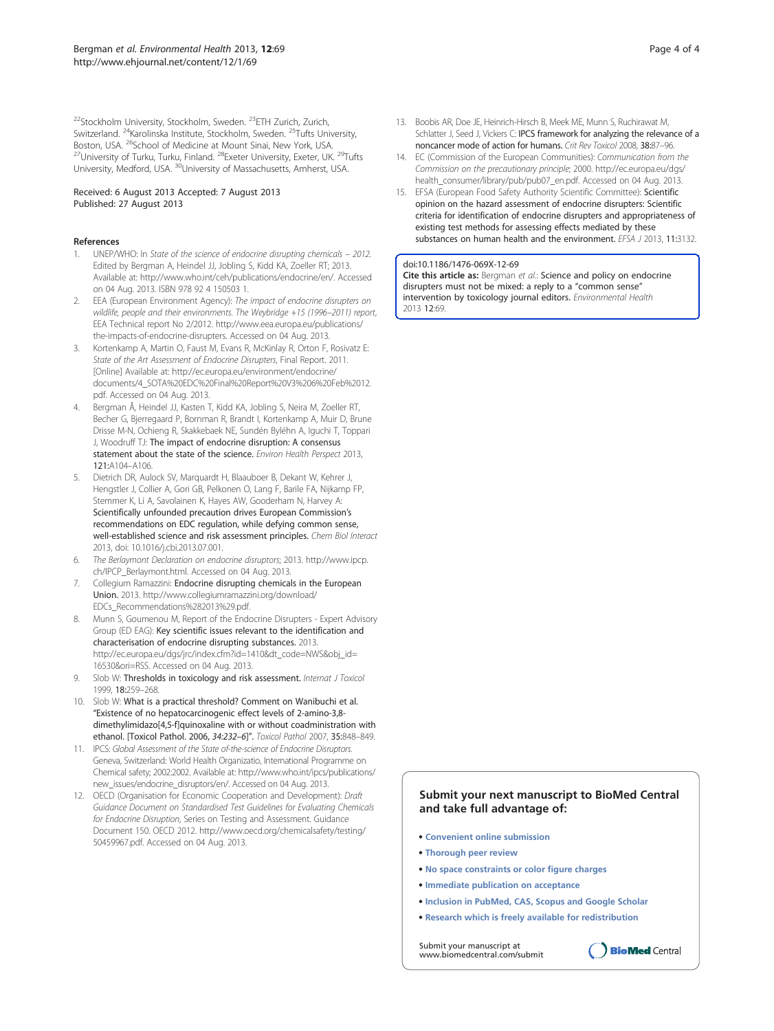[22]Stockholm University, Stockholm, Sweden. [23]ETH Zurich, Zurich, Switzerland. [24]Karolinska Institute, Stockholm, Sweden. [25]Tufts University, Boston, USA. [26]School of Medicine at Mount Sinai, New York, USA. [27]University of Turku, Turku, Finland. [28]Exeter University, Exeter, UK. [29]Tufts University, Medford, USA. [30]University of Massachusetts, Amherst, USA.

Received: 6 August 2013 Accepted: 7 August 2013
Published: 27 August 2013

## References

1. UNEP/WHO: In *State of the science of endocrine disrupting chemicals – 2012*. Edited by Bergman A, Heindel JJ, Jobling S, Kidd KA, Zoeller RT; 2013. Available at: http://www.who.int/ceh/publications/endocrine/en/. Accessed on 04 Aug. 2013. ISBN 978 92 4 150503 1.
2. EEA (European Environment Agency): *The impact of endocrine disrupters on wildlife, people and their environments. The Weybridge +15 (1996–2011) report*, EEA Technical report No 2/2012. http://www.eea.europa.eu/publications/the-impacts-of-endocrine-disrupters. Accessed on 04 Aug. 2013.
3. Kortenkamp A, Martin O, Faust M, Evans R, McKinlay R, Orton F, Rosivatz E: *State of the Art Assessment of Endocrine Disrupters*, Final Report. 2011. [Online] Available at: http://ec.europa.eu/environment/endocrine/documents/4_SOTA%20EDC%20Final%20Report%20V3%206%20Feb%2012.pdf. Accessed on 04 Aug. 2013.
4. Bergman Å, Heindel JJ, Kasten T, Kidd KA, Jobling S, Neira M, Zoeller RT, Becher G, Bjerregaard P, Bornman R, Brandt I, Kortenkamp A, Muir D, Brune Drisse M-N, Ochieng R, Skakkebaek NE, Sundén Byléhn A, Iguchi T, Toppari J, Woodruff TJ: **The impact of endocrine disruption: A consensus statement about the state of the science.** *Environ Health Perspect* 2013, **121:**A104–A106.
5. Dietrich DR, Aulock SV, Marquardt H, Blaauboer B, Dekant W, Kehrer J, Hengstler J, Collier A, Gori GB, Pelkonen O, Lang F, Barile FA, Nijkamp FP, Stemmer K, Li A, Savolainen K, Hayes AW, Gooderham N, Harvey A: **Scientifically unfounded precaution drives European Commission's recommendations on EDC regulation, while defying common sense, well-established science and risk assessment principles.** *Chem Biol Interact* 2013, doi: 10.1016/j.cbi.2013.07.001.
6. *The Berlaymont Declaration on endocrine disruptors*; 2013. http://www.ipcp.ch/IPCP_Berlaymont.html. Accessed on 04 Aug. 2013.
7. Collegium Ramazzini: **Endocrine disrupting chemicals in the European Union.** 2013. http://www.collegiumramazzini.org/download/EDCs_Recommendations%282013%29.pdf.
8. Munn S, Goumenou M, Report of the Endocrine Disrupters - Expert Advisory Group (ED EAG): **Key scientific issues relevant to the identification and characterisation of endocrine disrupting substances.** 2013. http://ec.europa.eu/dgs/jrc/index.cfm?id=1410&dt_code=NWS&obj_id=16530&ori=RSS. Accessed on 04 Aug. 2013.
9. Slob W: **Thresholds in toxicology and risk assessment.** *Internat J Toxicol* 1999, **18:**259–268.
10. Slob W: **What is a practical threshold? Comment on Wanibuchi et al. "Existence of no hepatocarcinogenic effect levels of 2-amino-3,8-dimethylimidazo[4,5-f]quinoxaline with or without coadministration with ethanol. [Toxicol Pathol. 2006, *34:232–6*]".** *Toxicol Pathol* 2007, **35:**848–849.
11. IPCS: *Global Assessment of the State of-the-science of Endocrine Disruptors*. Geneva, Switzerland: World Health Organizatio, International Programme on Chemical safety; 2002:2002. Available at: http://www.who.int/ipcs/publications/new_issues/endocrine_disruptors/en/. Accessed on 04 Aug. 2013.
12. OECD (Organisation for Economic Cooperation and Development): *Draft Guidance Document on Standardised Test Guidelines for Evaluating Chemicals for Endocrine Disruption*, Series on Testing and Assessment. Guidance Document 150. OECD 2012. http://www.oecd.org/chemicalsafety/testing/50459967.pdf. Accessed on 04 Aug. 2013.
13. Boobis AR, Doe JE, Heinrich-Hirsch B, Meek ME, Munn S, Ruchirawat M, Schlatter J, Seed J, Vickers C: **IPCS framework for analyzing the relevance of a noncancer mode of action for humans.** *Crit Rev Toxicol* 2008, **38:**87–96.
14. EC (Commission of the European Communities): *Communication from the Commission on the precautionary principle*; 2000. http://ec.europa.eu/dgs/health_consumer/library/pub/pub07_en.pdf. Accessed on 04 Aug. 2013.
15. EFSA (European Food Safety Authority Scientific Committee): **Scientific opinion on the hazard assessment of endocrine disrupters: Scientific criteria for identification of endocrine disrupters and appropriateness of existing test methods for assessing effects mediated by these substances on human health and the environment.** *EFSA J* 2013, **11:**3132.

doi:10.1186/1476-069X-12-69
**Cite this article as:** Bergman *et al.*: Science and policy on endocrine disrupters must not be mixed: a reply to a "common sense" intervention by toxicology journal editors. *Environmental Health* 2013 **12**:69.